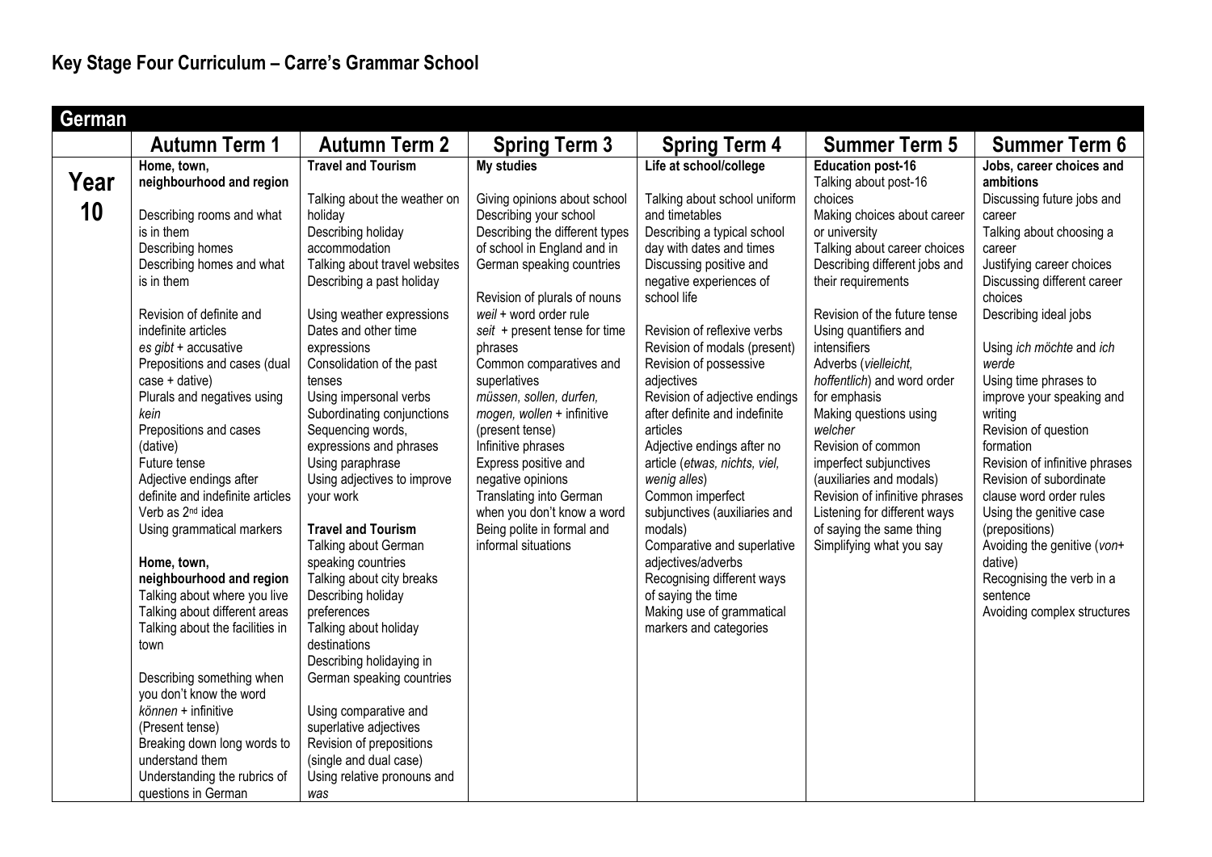# Key Stage Four Curriculum – Carre's Grammar School

## German

| | Autumn Term 1 | Autumn Term 2 | Spring Term 3 | Spring Term 4 | Summer Term 5 | Summer Term 6 |
|---|---|---|---|---|---|---|
| **Year 10** | **Home, town, neighbourhood and region**<br><br>Describing rooms and what is in them<br>Describing homes<br>Describing homes and what is in them<br><br>Revision of definite and indefinite articles<br>*es gibt* + accusative<br>Prepositions and cases (dual case + dative)<br>Plurals and negatives using *kein*<br>Prepositions and cases (dative)<br>Future tense<br>Adjective endings after definite and indefinite articles<br>Verb as 2nd idea<br>Using grammatical markers<br><br>**Home, town, neighbourhood and region**<br>Talking about where you live<br>Talking about different areas<br>Talking about the facilities in town<br><br>Describing something when you don't know the word<br>*können* + infinitive (Present tense)<br>Breaking down long words to understand them<br>Understanding the rubrics of questions in German | **Travel and Tourism**<br><br>Talking about the weather on holiday<br>Describing holiday accommodation<br>Talking about travel websites<br>Describing a past holiday<br><br>Using weather expressions<br>Dates and other time expressions<br>Consolidation of the past tenses<br>Using impersonal verbs<br>Subordinating conjunctions<br>Sequencing words, expressions and phrases<br>Using paraphrase<br>Using adjectives to improve your work<br><br>**Travel and Tourism**<br>Talking about German speaking countries<br>Talking about city breaks<br>Describing holiday preferences<br>Talking about holiday destinations<br>Describing holidaying in German speaking countries<br><br>Using comparative and superlative adjectives<br>Revision of prepositions (single and dual case)<br>Using relative pronouns and *was* | **My studies**<br><br>Giving opinions about school<br>Describing your school<br>Describing the different types of school in England and in German speaking countries<br><br>Revision of plurals of nouns<br>*weil* + word order rule<br>*seit* + present tense for time phrases<br>Common comparatives and superlatives<br>*müssen, sollen, durfen, mogen, wollen* + infinitive (present tense)<br>Infinitive phrases<br>Express positive and negative opinions<br>Translating into German when you don't know a word<br>Being polite in formal and informal situations | **Life at school/college**<br><br>Talking about school uniform and timetables<br>Describing a typical school day with dates and times<br>Discussing positive and negative experiences of school life<br><br>Revision of reflexive verbs<br>Revision of modals (present)<br>Revision of possessive adjectives<br>Revision of adjective endings after definite and indefinite articles<br>Adjective endings after no article (*etwas, nichts, viel, wenig alles*)<br>Common imperfect subjunctives (auxiliaries and modals)<br>Comparative and superlative adjectives/adverbs<br>Recognising different ways of saying the time<br>Making use of grammatical markers and categories | **Education post-16**<br>Talking about post-16 choices<br>Making choices about career or university<br>Talking about career choices<br>Describing different jobs and their requirements<br><br>Revision of the future tense<br>Using quantifiers and intensifiers<br>Adverbs (*vielleicht, hoffentlich*) and word order for emphasis<br>Making questions using *welcher*<br>Revision of common imperfect subjunctives (auxiliaries and modals)<br>Revision of infinitive phrases<br>Listening for different ways of saying the same thing<br>Simplifying what you say | **Jobs, career choices and ambitions**<br>Discussing future jobs and career<br>Talking about choosing a career<br>Justifying career choices<br>Discussing different career choices<br>Describing ideal jobs<br><br>Using *ich möchte* and *ich werde*<br>Using time phrases to improve your speaking and writing<br>Revision of question formation<br>Revision of infinitive phrases<br>Revision of subordinate clause word order rules<br>Using the genitive case (prepositions)<br>Avoiding the genitive (*von*+ dative)<br>Recognising the verb in a sentence<br>Avoiding complex structures |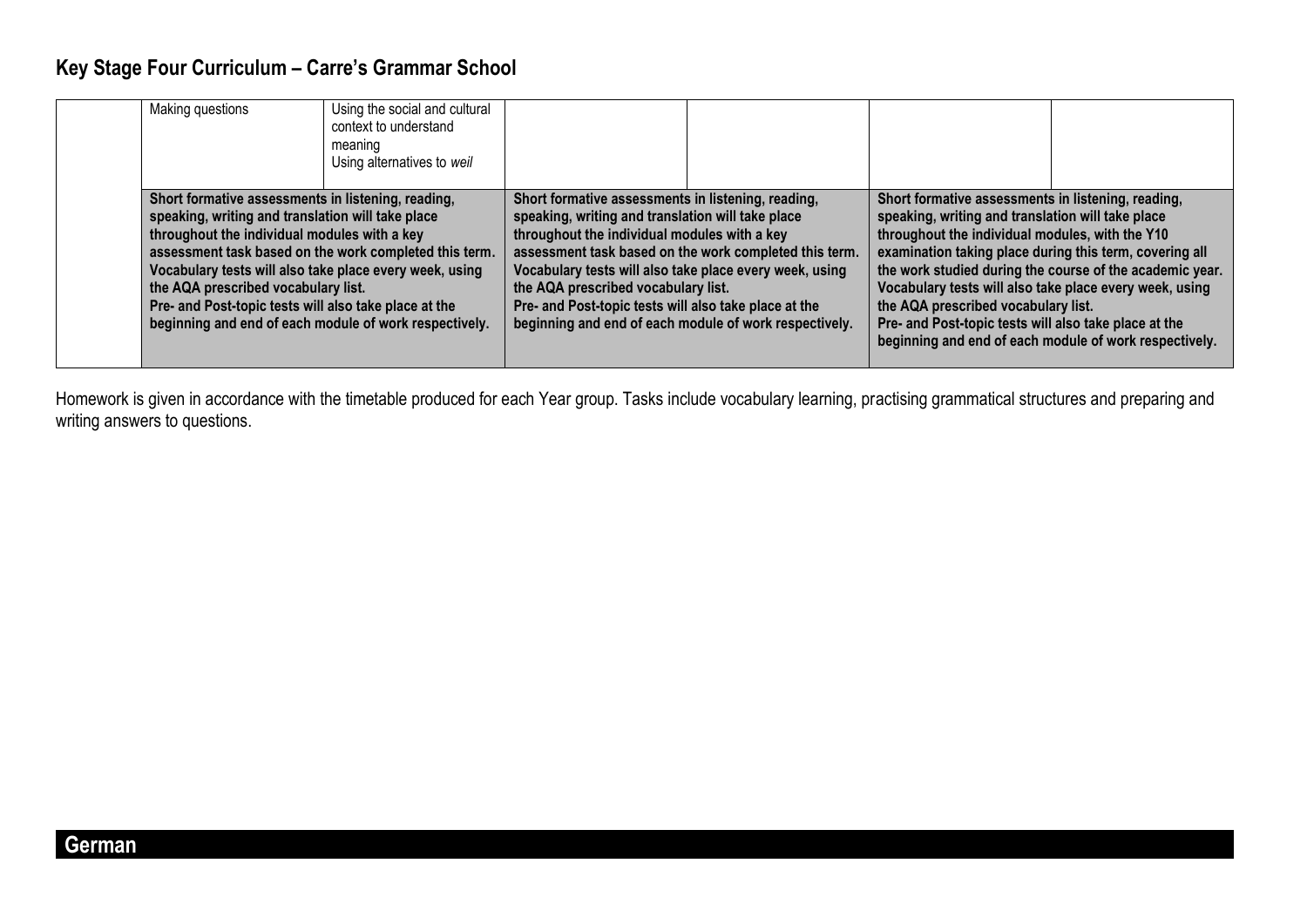## Key Stage Four Curriculum – Carre's Grammar School

| | | | | | | |
|---|---|---|---|---|---|---|
| | Making questions | Using the social and cultural context to understand meaning<br>Using alternatives to *weil* | | | | |
| | **Short formative assessments in listening, reading, speaking, writing and translation will take place throughout the individual modules with a key assessment task based on the work completed this term. Vocabulary tests will also take place every week, using the AQA prescribed vocabulary list. Pre- and Post-topic tests will also take place at the beginning and end of each module of work respectively.** | | **Short formative assessments in listening, reading, speaking, writing and translation will take place throughout the individual modules with a key assessment task based on the work completed this term. Vocabulary tests will also take place every week, using the AQA prescribed vocabulary list. Pre- and Post-topic tests will also take place at the beginning and end of each module of work respectively.** | | **Short formative assessments in listening, reading, speaking, writing and translation will take place throughout the individual modules, with the Y10 examination taking place during this term, covering all the work studied during the course of the academic year. Vocabulary tests will also take place every week, using the AQA prescribed vocabulary list. Pre- and Post-topic tests will also take place at the beginning and end of each module of work respectively.** | |

Homework is given in accordance with the timetable produced for each Year group. Tasks include vocabulary learning, practising grammatical structures and preparing and writing answers to questions.

## German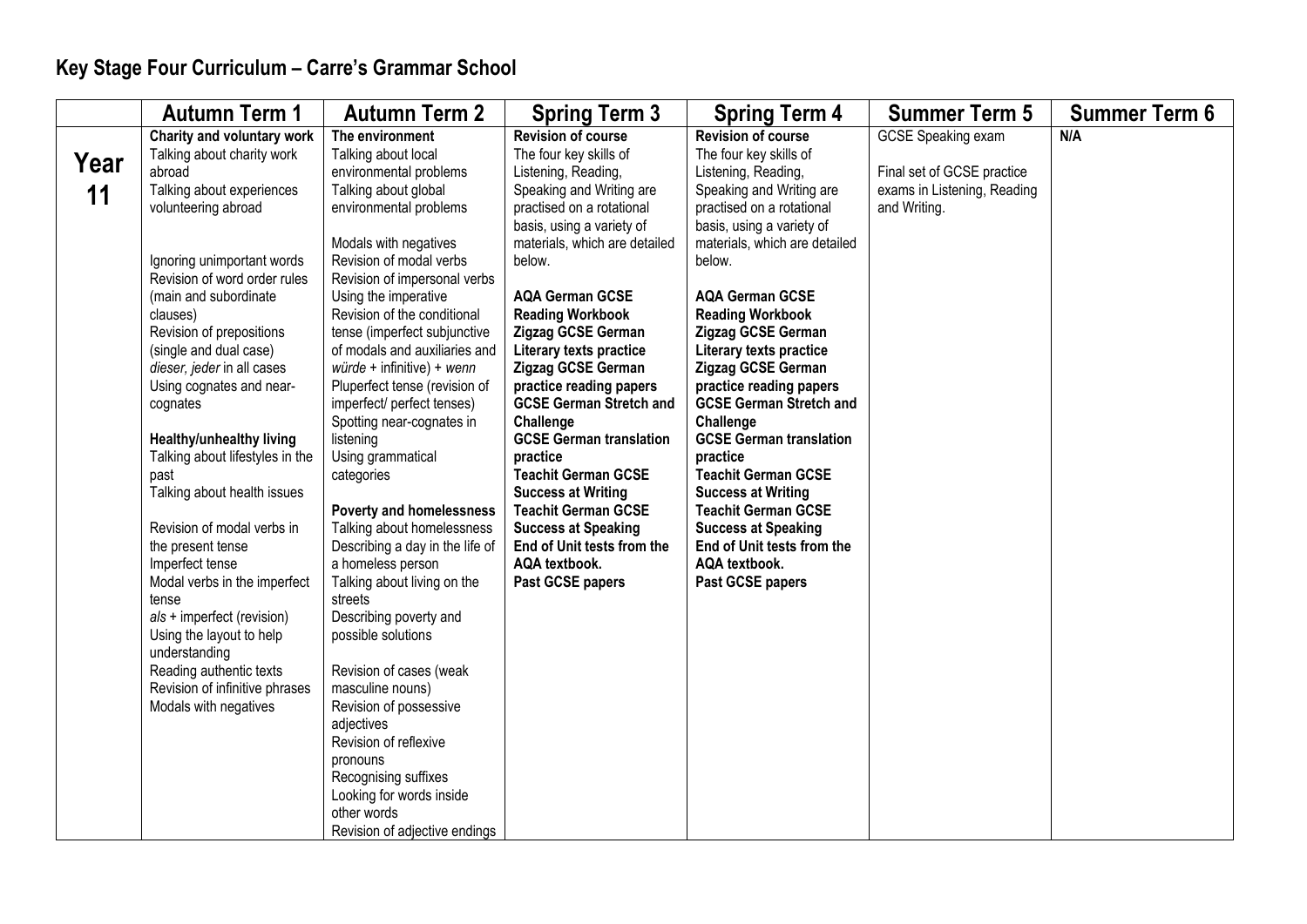# Key Stage Four Curriculum – Carre's Grammar School

| | Autumn Term 1 | Autumn Term 2 | Spring Term 3 | Spring Term 4 | Summer Term 5 | Summer Term 6 |
|---|---|---|---|---|---|---|
| **Year 11** | **Charity and voluntary work**<br>Talking about charity work abroad<br>Talking about experiences volunteering abroad<br><br>Ignoring unimportant words<br>Revision of word order rules (main and subordinate clauses)<br>Revision of prepositions (single and dual case)<br>*dieser, jeder* in all cases<br>Using cognates and near-cognates<br><br>**Healthy/unhealthy living**<br>Talking about lifestyles in the past<br>Talking about health issues<br><br>Revision of modal verbs in the present tense<br>Imperfect tense<br>Modal verbs in the imperfect tense<br>*als* + imperfect (revision)<br>Using the layout to help understanding<br>Reading authentic texts<br>Revision of infinitive phrases<br>Modals with negatives | **The environment**<br>Talking about local environmental problems<br>Talking about global environmental problems<br><br>Modals with negatives<br>Revision of modal verbs<br>Revision of impersonal verbs<br>Using the imperative<br>Revision of the conditional tense (imperfect subjunctive of modals and auxiliaries and *würde* + infinitive) + *wenn*<br>Pluperfect tense (revision of imperfect/ perfect tenses)<br>Spotting near-cognates in listening<br>Using grammatical categories<br><br>**Poverty and homelessness**<br>Talking about homelessness<br>Describing a day in the life of a homeless person<br>Talking about living on the streets<br>Describing poverty and possible solutions<br><br>Revision of cases (weak masculine nouns)<br>Revision of possessive adjectives<br>Revision of reflexive pronouns<br>Recognising suffixes<br>Looking for words inside other words<br>Revision of adjective endings | **Revision of course**<br>The four key skills of Listening, Reading, Speaking and Writing are practised on a rotational basis, using a variety of materials, which are detailed below.<br><br>**AQA German GCSE Reading Workbook**<br>**Zigzag GCSE German Literary texts practice**<br>**Zigzag GCSE German practice reading papers**<br>**GCSE German Stretch and Challenge**<br>**GCSE German translation practice**<br>**Teachit German GCSE Success at Writing**<br>**Teachit German GCSE Success at Speaking**<br>**End of Unit tests from the AQA textbook.**<br>**Past GCSE papers** | **Revision of course**<br>The four key skills of Listening, Reading, Speaking and Writing are practised on a rotational basis, using a variety of materials, which are detailed below.<br><br>**AQA German GCSE Reading Workbook**<br>**Zigzag GCSE German Literary texts practice**<br>**Zigzag GCSE German practice reading papers**<br>**GCSE German Stretch and Challenge**<br>**GCSE German translation practice**<br>**Teachit German GCSE Success at Writing**<br>**Teachit German GCSE Success at Speaking**<br>**End of Unit tests from the AQA textbook.**<br>**Past GCSE papers** | GCSE Speaking exam<br><br>Final set of GCSE practice exams in Listening, Reading and Writing. | **N/A** |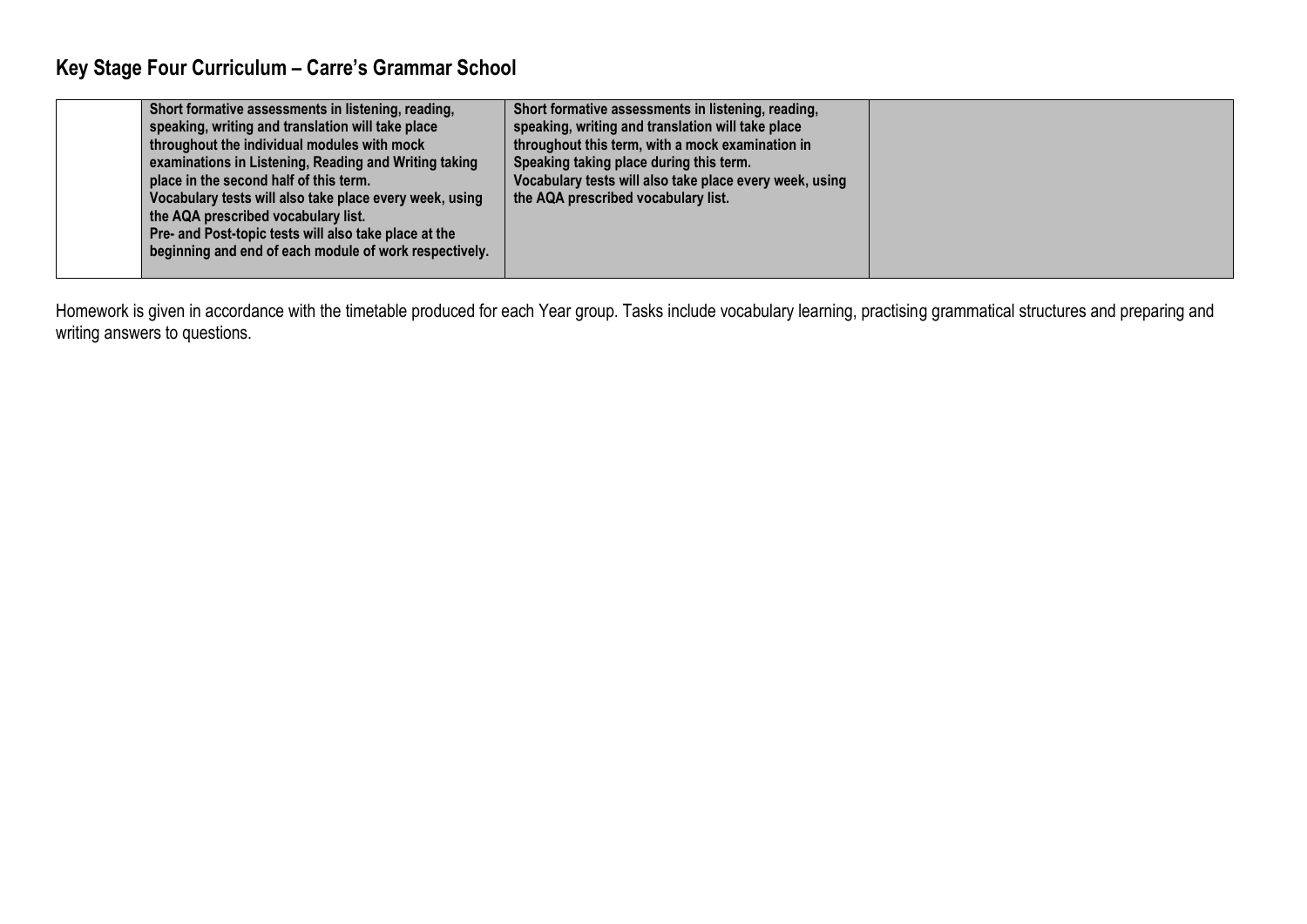## Key Stage Four Curriculum – Carre's Grammar School

| | | | |
|---|---|---|---|
| | **Short formative assessments in listening, reading, speaking, writing and translation will take place throughout the individual modules with mock examinations in Listening, Reading and Writing taking place in the second half of this term.** **Vocabulary tests will also take place every week, using the AQA prescribed vocabulary list.** **Pre- and Post-topic tests will also take place at the beginning and end of each module of work respectively.** | **Short formative assessments in listening, reading, speaking, writing and translation will take place throughout this term, with a mock examination in Speaking taking place during this term.** **Vocabulary tests will also take place every week, using the AQA prescribed vocabulary list.** | |

Homework is given in accordance with the timetable produced for each Year group. Tasks include vocabulary learning, practising grammatical structures and preparing and writing answers to questions.